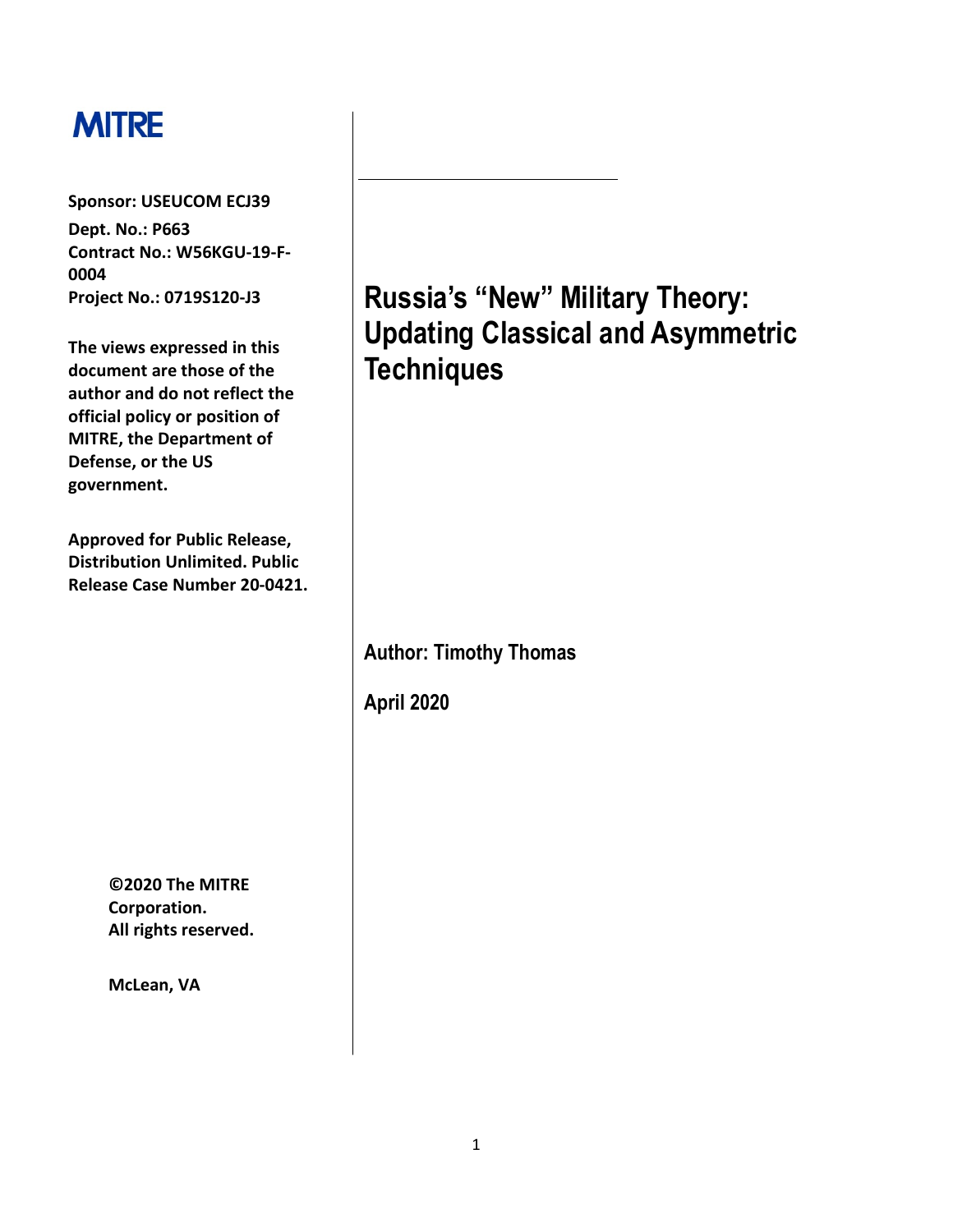MITRE

**Sponsor: USEUCOM ECJ39**
**Dept. No.: P663**
**Contract No.: W56KGU-19-F-0004**
**Project No.: 0719S120-J3**

**The views expressed in this document are those of the author and do not reflect the official policy or position of MITRE, the Department of Defense, or the US government.**

**Approved for Public Release, Distribution Unlimited. Public Release Case Number 20-0421.**

# Russia's "New" Military Theory: Updating Classical and Asymmetric Techniques

**Author: Timothy Thomas**

**April 2020**

**©2020 The MITRE Corporation.**
**All rights reserved.**

**McLean, VA**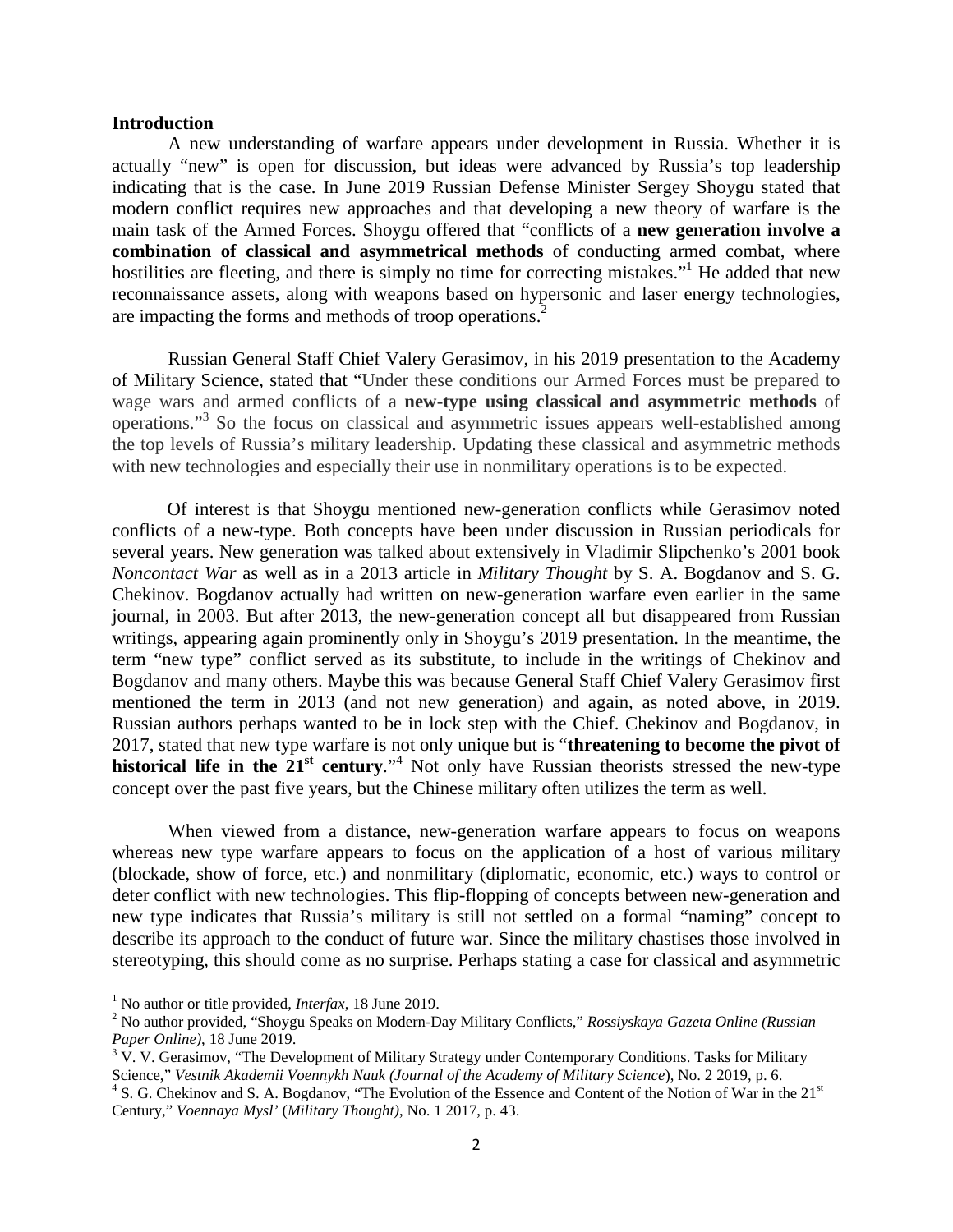**Introduction**

A new understanding of warfare appears under development in Russia. Whether it is actually "new" is open for discussion, but ideas were advanced by Russia's top leadership indicating that is the case. In June 2019 Russian Defense Minister Sergey Shoygu stated that modern conflict requires new approaches and that developing a new theory of warfare is the main task of the Armed Forces. Shoygu offered that "conflicts of a **new generation involve a combination of classical and asymmetrical methods** of conducting armed combat, where hostilities are fleeting, and there is simply no time for correcting mistakes."[1] He added that new reconnaissance assets, along with weapons based on hypersonic and laser energy technologies, are impacting the forms and methods of troop operations.[2]

Russian General Staff Chief Valery Gerasimov, in his 2019 presentation to the Academy of Military Science, stated that "Under these conditions our Armed Forces must be prepared to wage wars and armed conflicts of a **new-type using classical and asymmetric methods** of operations."[3] So the focus on classical and asymmetric issues appears well-established among the top levels of Russia's military leadership. Updating these classical and asymmetric methods with new technologies and especially their use in nonmilitary operations is to be expected.

Of interest is that Shoygu mentioned new-generation conflicts while Gerasimov noted conflicts of a new-type. Both concepts have been under discussion in Russian periodicals for several years. New generation was talked about extensively in Vladimir Slipchenko's 2001 book *Noncontact War* as well as in a 2013 article in *Military Thought* by S. A. Bogdanov and S. G. Chekinov. Bogdanov actually had written on new-generation warfare even earlier in the same journal, in 2003. But after 2013, the new-generation concept all but disappeared from Russian writings, appearing again prominently only in Shoygu's 2019 presentation. In the meantime, the term "new type" conflict served as its substitute, to include in the writings of Chekinov and Bogdanov and many others. Maybe this was because General Staff Chief Valery Gerasimov first mentioned the term in 2013 (and not new generation) and again, as noted above, in 2019. Russian authors perhaps wanted to be in lock step with the Chief. Chekinov and Bogdanov, in 2017, stated that new type warfare is not only unique but is "**threatening to become the pivot of historical life in the 21st century**."[4] Not only have Russian theorists stressed the new-type concept over the past five years, but the Chinese military often utilizes the term as well.

When viewed from a distance, new-generation warfare appears to focus on weapons whereas new type warfare appears to focus on the application of a host of various military (blockade, show of force, etc.) and nonmilitary (diplomatic, economic, etc.) ways to control or deter conflict with new technologies. This flip-flopping of concepts between new-generation and new type indicates that Russia's military is still not settled on a formal "naming" concept to describe its approach to the conduct of future war. Since the military chastises those involved in stereotyping, this should come as no surprise. Perhaps stating a case for classical and asymmetric

---

[1] No author or title provided, *Interfax*, 18 June 2019.

[2] No author provided, "Shoygu Speaks on Modern-Day Military Conflicts," *Rossiyskaya Gazeta Online (Russian Paper Online)*, 18 June 2019.

[3] V. V. Gerasimov, "The Development of Military Strategy under Contemporary Conditions. Tasks for Military Science," *Vestnik Akademii Voennykh Nauk (Journal of the Academy of Military Science*), No. 2 2019, p. 6.

[4] S. G. Chekinov and S. A. Bogdanov, "The Evolution of the Essence and Content of the Notion of War in the 21st Century," *Voennaya Mysl'* (*Military Thought)*, No. 1 2017, p. 43.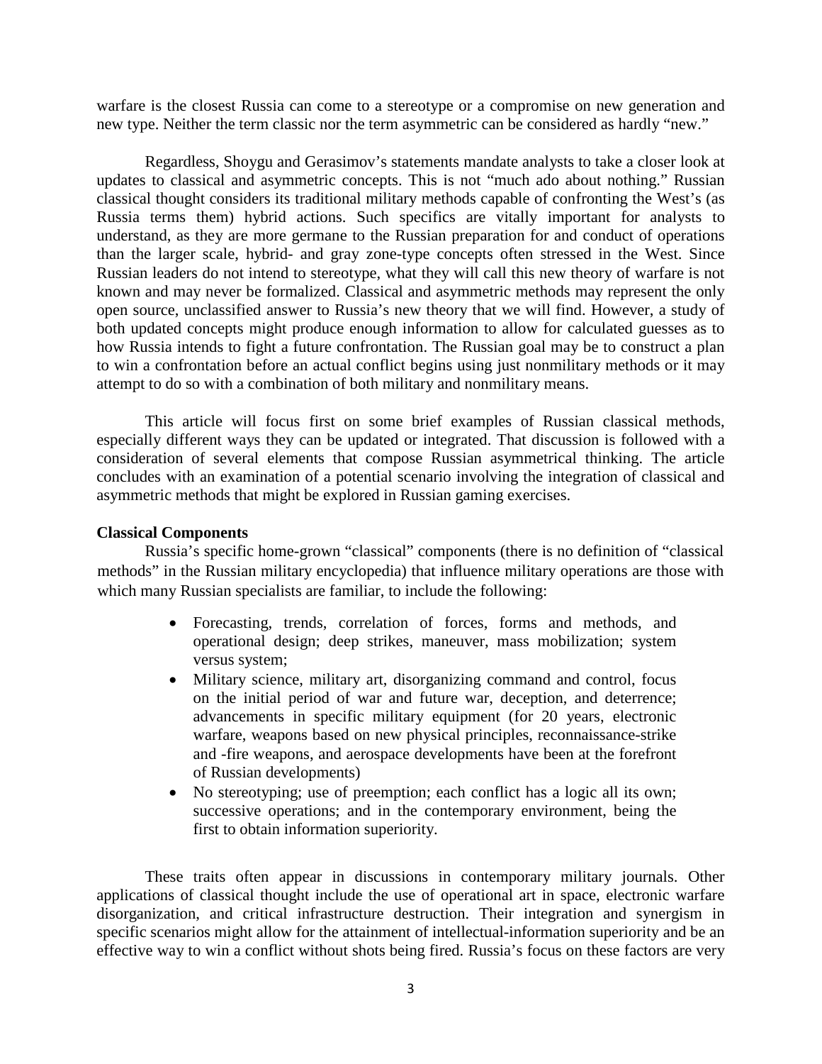warfare is the closest Russia can come to a stereotype or a compromise on new generation and new type. Neither the term classic nor the term asymmetric can be considered as hardly "new."

Regardless, Shoygu and Gerasimov's statements mandate analysts to take a closer look at updates to classical and asymmetric concepts. This is not "much ado about nothing." Russian classical thought considers its traditional military methods capable of confronting the West's (as Russia terms them) hybrid actions. Such specifics are vitally important for analysts to understand, as they are more germane to the Russian preparation for and conduct of operations than the larger scale, hybrid- and gray zone-type concepts often stressed in the West. Since Russian leaders do not intend to stereotype, what they will call this new theory of warfare is not known and may never be formalized. Classical and asymmetric methods may represent the only open source, unclassified answer to Russia's new theory that we will find. However, a study of both updated concepts might produce enough information to allow for calculated guesses as to how Russia intends to fight a future confrontation. The Russian goal may be to construct a plan to win a confrontation before an actual conflict begins using just nonmilitary methods or it may attempt to do so with a combination of both military and nonmilitary means.

This article will focus first on some brief examples of Russian classical methods, especially different ways they can be updated or integrated. That discussion is followed with a consideration of several elements that compose Russian asymmetrical thinking. The article concludes with an examination of a potential scenario involving the integration of classical and asymmetric methods that might be explored in Russian gaming exercises.

**Classical Components**

Russia's specific home-grown "classical" components (there is no definition of "classical methods" in the Russian military encyclopedia) that influence military operations are those with which many Russian specialists are familiar, to include the following:

- Forecasting, trends, correlation of forces, forms and methods, and operational design; deep strikes, maneuver, mass mobilization; system versus system;
- Military science, military art, disorganizing command and control, focus on the initial period of war and future war, deception, and deterrence; advancements in specific military equipment (for 20 years, electronic warfare, weapons based on new physical principles, reconnaissance-strike and -fire weapons, and aerospace developments have been at the forefront of Russian developments)
- No stereotyping; use of preemption; each conflict has a logic all its own; successive operations; and in the contemporary environment, being the first to obtain information superiority.

These traits often appear in discussions in contemporary military journals. Other applications of classical thought include the use of operational art in space, electronic warfare disorganization, and critical infrastructure destruction. Their integration and synergism in specific scenarios might allow for the attainment of intellectual-information superiority and be an effective way to win a conflict without shots being fired. Russia's focus on these factors are very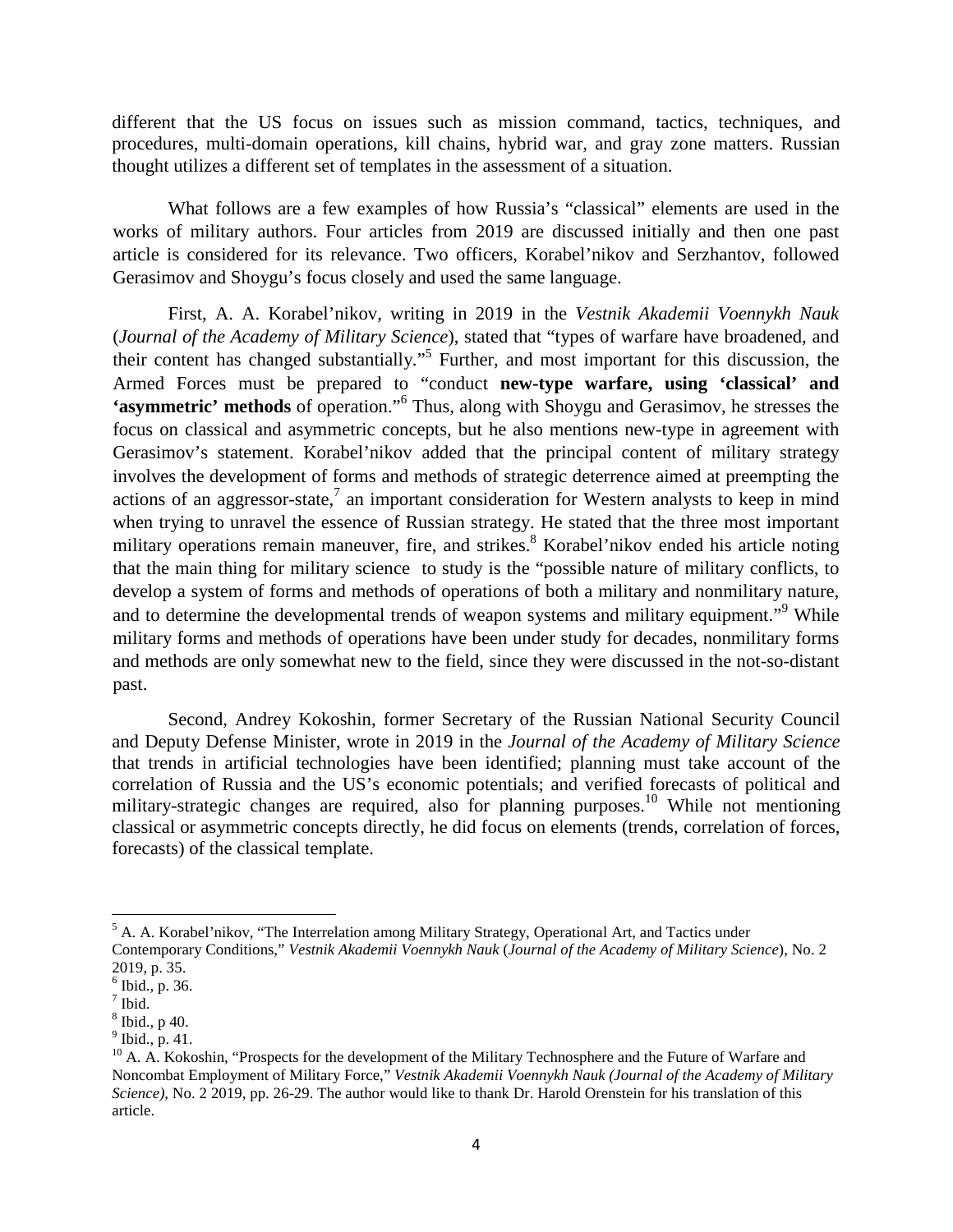different that the US focus on issues such as mission command, tactics, techniques, and procedures, multi-domain operations, kill chains, hybrid war, and gray zone matters. Russian thought utilizes a different set of templates in the assessment of a situation.

What follows are a few examples of how Russia's "classical" elements are used in the works of military authors. Four articles from 2019 are discussed initially and then one past article is considered for its relevance. Two officers, Korabel'nikov and Serzhantov, followed Gerasimov and Shoygu's focus closely and used the same language.

First, A. A. Korabel'nikov, writing in 2019 in the *Vestnik Akademii Voennykh Nauk* (*Journal of the Academy of Military Science*), stated that "types of warfare have broadened, and their content has changed substantially."[5] Further, and most important for this discussion, the Armed Forces must be prepared to "conduct **new-type warfare, using 'classical' and 'asymmetric' methods** of operation."[6] Thus, along with Shoygu and Gerasimov, he stresses the focus on classical and asymmetric concepts, but he also mentions new-type in agreement with Gerasimov's statement. Korabel'nikov added that the principal content of military strategy involves the development of forms and methods of strategic deterrence aimed at preempting the actions of an aggressor-state,[7] an important consideration for Western analysts to keep in mind when trying to unravel the essence of Russian strategy. He stated that the three most important military operations remain maneuver, fire, and strikes.[8] Korabel'nikov ended his article noting that the main thing for military science to study is the "possible nature of military conflicts, to develop a system of forms and methods of operations of both a military and nonmilitary nature, and to determine the developmental trends of weapon systems and military equipment."[9] While military forms and methods of operations have been under study for decades, nonmilitary forms and methods are only somewhat new to the field, since they were discussed in the not-so-distant past.

Second, Andrey Kokoshin, former Secretary of the Russian National Security Council and Deputy Defense Minister, wrote in 2019 in the *Journal of the Academy of Military Science* that trends in artificial technologies have been identified; planning must take account of the correlation of Russia and the US's economic potentials; and verified forecasts of political and military-strategic changes are required, also for planning purposes.[10] While not mentioning classical or asymmetric concepts directly, he did focus on elements (trends, correlation of forces, forecasts) of the classical template.

---

[5] A. A. Korabel'nikov, "The Interrelation among Military Strategy, Operational Art, and Tactics under Contemporary Conditions," *Vestnik Akademii Voennykh Nauk* (*Journal of the Academy of Military Science*), No. 2 2019, p. 35.

[6] Ibid., p. 36.

[7] Ibid.

[8] Ibid., p 40.

[9] Ibid., p. 41.

[10] A. A. Kokoshin, "Prospects for the development of the Military Technosphere and the Future of Warfare and Noncombat Employment of Military Force," *Vestnik Akademii Voennykh Nauk (Journal of the Academy of Military Science)*, No. 2 2019, pp. 26-29. The author would like to thank Dr. Harold Orenstein for his translation of this article.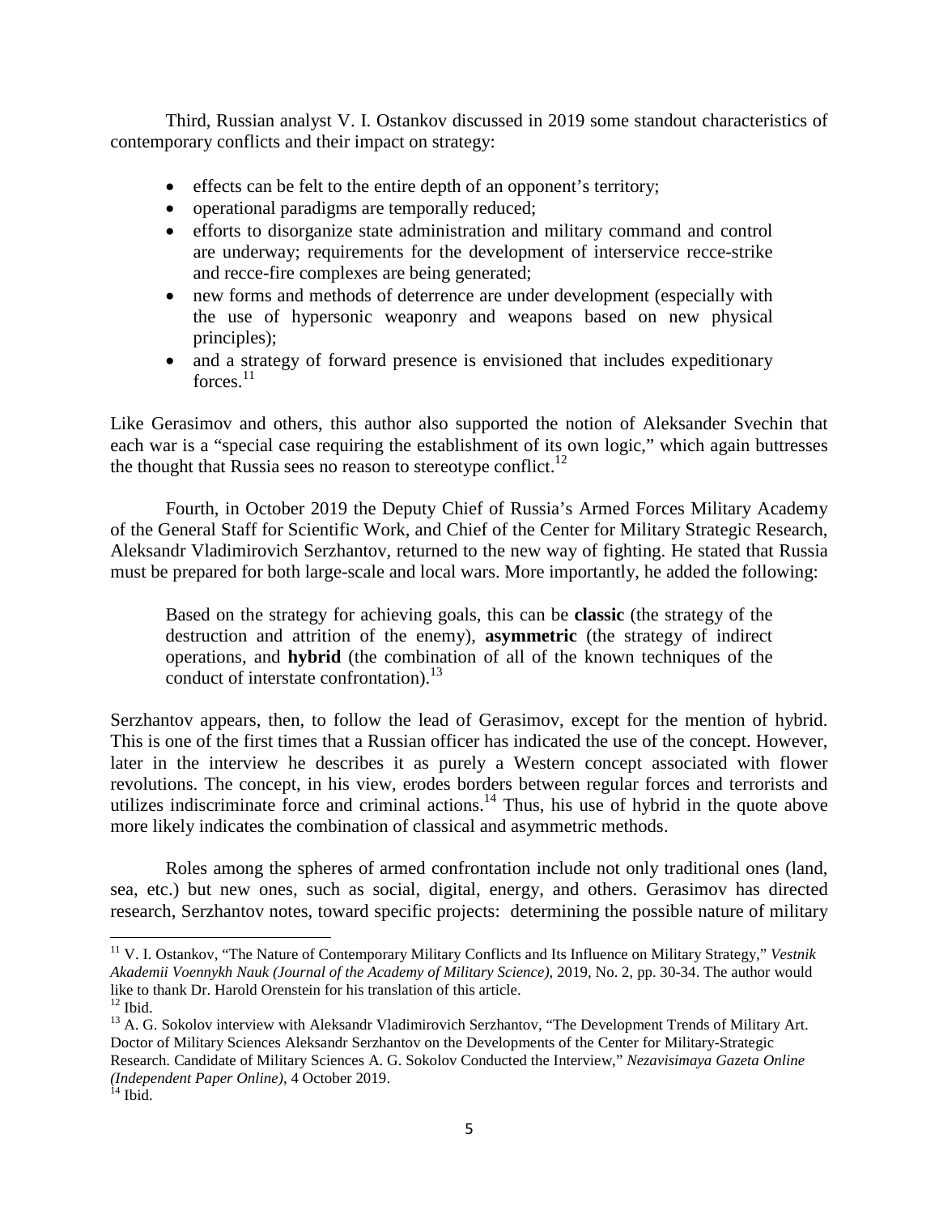Third, Russian analyst V. I. Ostankov discussed in 2019 some standout characteristics of contemporary conflicts and their impact on strategy:

- effects can be felt to the entire depth of an opponent's territory;
- operational paradigms are temporally reduced;
- efforts to disorganize state administration and military command and control are underway; requirements for the development of interservice recce-strike and recce-fire complexes are being generated;
- new forms and methods of deterrence are under development (especially with the use of hypersonic weaponry and weapons based on new physical principles);
- and a strategy of forward presence is envisioned that includes expeditionary forces.[11]

Like Gerasimov and others, this author also supported the notion of Aleksander Svechin that each war is a "special case requiring the establishment of its own logic," which again buttresses the thought that Russia sees no reason to stereotype conflict.[12]

Fourth, in October 2019 the Deputy Chief of Russia's Armed Forces Military Academy of the General Staff for Scientific Work, and Chief of the Center for Military Strategic Research, Aleksandr Vladimirovich Serzhantov, returned to the new way of fighting. He stated that Russia must be prepared for both large-scale and local wars. More importantly, he added the following:

> Based on the strategy for achieving goals, this can be **classic** (the strategy of the destruction and attrition of the enemy), **asymmetric** (the strategy of indirect operations, and **hybrid** (the combination of all of the known techniques of the conduct of interstate confrontation).[13]

Serzhantov appears, then, to follow the lead of Gerasimov, except for the mention of hybrid. This is one of the first times that a Russian officer has indicated the use of the concept. However, later in the interview he describes it as purely a Western concept associated with flower revolutions. The concept, in his view, erodes borders between regular forces and terrorists and utilizes indiscriminate force and criminal actions.[14] Thus, his use of hybrid in the quote above more likely indicates the combination of classical and asymmetric methods.

Roles among the spheres of armed confrontation include not only traditional ones (land, sea, etc.) but new ones, such as social, digital, energy, and others. Gerasimov has directed research, Serzhantov notes, toward specific projects: determining the possible nature of military

---

[11] V. I. Ostankov, "The Nature of Contemporary Military Conflicts and Its Influence on Military Strategy," *Vestnik Akademii Voennykh Nauk (Journal of the Academy of Military Science)*, 2019, No. 2, pp. 30-34. The author would like to thank Dr. Harold Orenstein for his translation of this article.

[12] Ibid.

[13] A. G. Sokolov interview with Aleksandr Vladimirovich Serzhantov, "The Development Trends of Military Art. Doctor of Military Sciences Aleksandr Serzhantov on the Developments of the Center for Military-Strategic Research. Candidate of Military Sciences A. G. Sokolov Conducted the Interview," *Nezavisimaya Gazeta Online (Independent Paper Online)*, 4 October 2019.

[14] Ibid.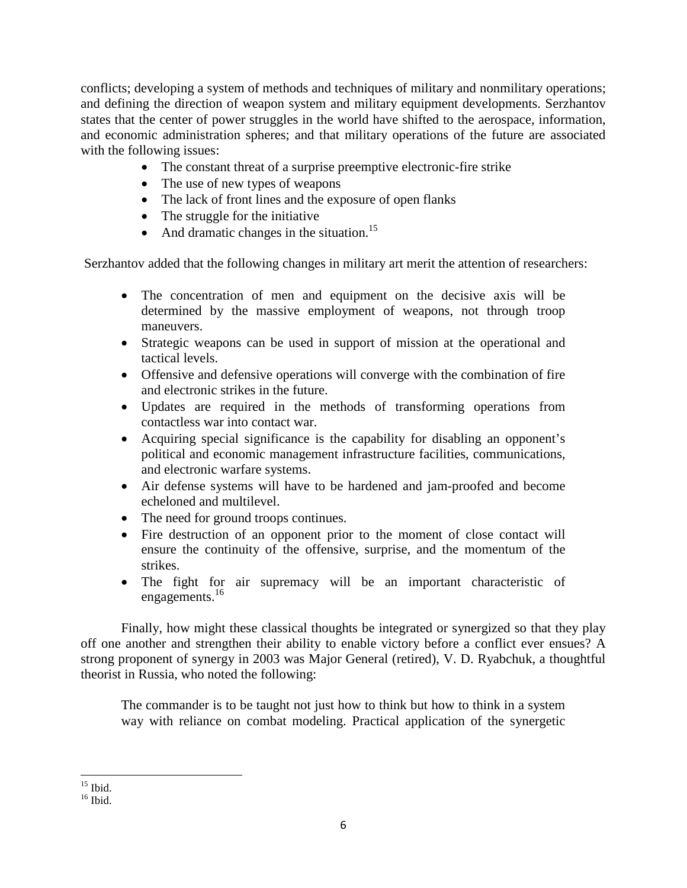conflicts; developing a system of methods and techniques of military and nonmilitary operations; and defining the direction of weapon system and military equipment developments. Serzhantov states that the center of power struggles in the world have shifted to the aerospace, information, and economic administration spheres; and that military operations of the future are associated with the following issues:

- The constant threat of a surprise preemptive electronic-fire strike
- The use of new types of weapons
- The lack of front lines and the exposure of open flanks
- The struggle for the initiative
- And dramatic changes in the situation.[15]

Serzhantov added that the following changes in military art merit the attention of researchers:

- The concentration of men and equipment on the decisive axis will be determined by the massive employment of weapons, not through troop maneuvers.
- Strategic weapons can be used in support of mission at the operational and tactical levels.
- Offensive and defensive operations will converge with the combination of fire and electronic strikes in the future.
- Updates are required in the methods of transforming operations from contactless war into contact war.
- Acquiring special significance is the capability for disabling an opponent's political and economic management infrastructure facilities, communications, and electronic warfare systems.
- Air defense systems will have to be hardened and jam-proofed and become echeloned and multilevel.
- The need for ground troops continues.
- Fire destruction of an opponent prior to the moment of close contact will ensure the continuity of the offensive, surprise, and the momentum of the strikes.
- The fight for air supremacy will be an important characteristic of engagements.[16]

Finally, how might these classical thoughts be integrated or synergized so that they play off one another and strengthen their ability to enable victory before a conflict ever ensues? A strong proponent of synergy in 2003 was Major General (retired), V. D. Ryabchuk, a thoughtful theorist in Russia, who noted the following:

> The commander is to be taught not just how to think but how to think in a system way with reliance on combat modeling. Practical application of the synergetic

[15] Ibid.

[16] Ibid.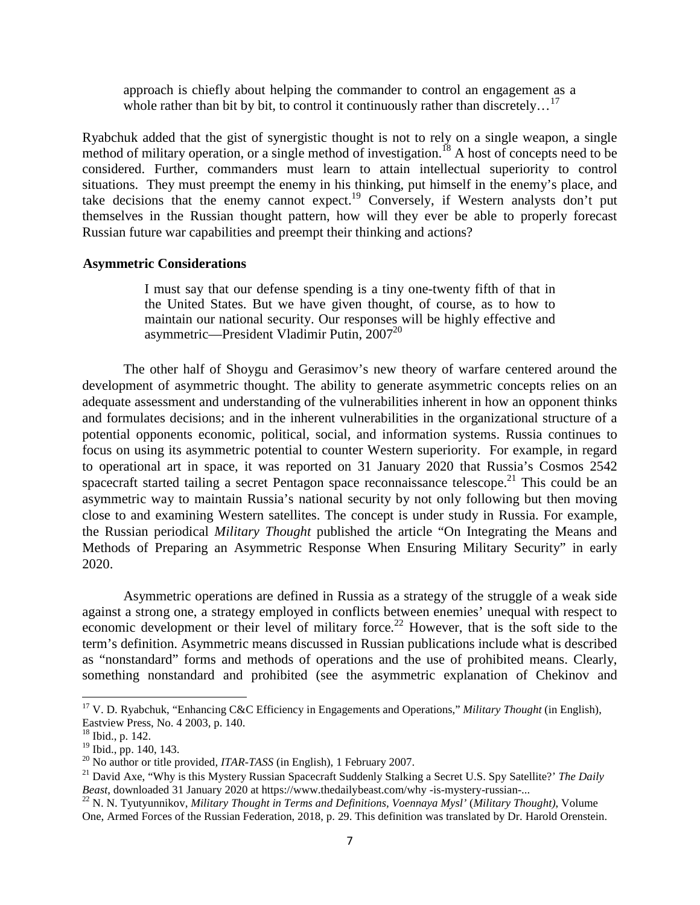> approach is chiefly about helping the commander to control an engagement as a whole rather than bit by bit, to control it continuously rather than discretely…[17]

Ryabchuk added that the gist of synergistic thought is not to rely on a single weapon, a single method of military operation, or a single method of investigation.[18] A host of concepts need to be considered. Further, commanders must learn to attain intellectual superiority to control situations. They must preempt the enemy in his thinking, put himself in the enemy's place, and take decisions that the enemy cannot expect.[19] Conversely, if Western analysts don't put themselves in the Russian thought pattern, how will they ever be able to properly forecast Russian future war capabilities and preempt their thinking and actions?

### Asymmetric Considerations

> I must say that our defense spending is a tiny one-twenty fifth of that in the United States. But we have given thought, of course, as to how to maintain our national security. Our responses will be highly effective and asymmetric—President Vladimir Putin, 2007[20]

The other half of Shoygu and Gerasimov's new theory of warfare centered around the development of asymmetric thought. The ability to generate asymmetric concepts relies on an adequate assessment and understanding of the vulnerabilities inherent in how an opponent thinks and formulates decisions; and in the inherent vulnerabilities in the organizational structure of a potential opponents economic, political, social, and information systems. Russia continues to focus on using its asymmetric potential to counter Western superiority. For example, in regard to operational art in space, it was reported on 31 January 2020 that Russia's Cosmos 2542 spacecraft started tailing a secret Pentagon space reconnaissance telescope.[21] This could be an asymmetric way to maintain Russia's national security by not only following but then moving close to and examining Western satellites. The concept is under study in Russia. For example, the Russian periodical *Military Thought* published the article "On Integrating the Means and Methods of Preparing an Asymmetric Response When Ensuring Military Security" in early 2020.

Asymmetric operations are defined in Russia as a strategy of the struggle of a weak side against a strong one, a strategy employed in conflicts between enemies' unequal with respect to economic development or their level of military force.[22] However, that is the soft side to the term's definition. Asymmetric means discussed in Russian publications include what is described as "nonstandard" forms and methods of operations and the use of prohibited means. Clearly, something nonstandard and prohibited (see the asymmetric explanation of Chekinov and

---

[17] V. D. Ryabchuk, "Enhancing C&C Efficiency in Engagements and Operations," *Military Thought* (in English), Eastview Press, No. 4 2003, p. 140.

[18] Ibid., p. 142.

[19] Ibid., pp. 140, 143.

[20] No author or title provided, *ITAR-TASS* (in English), 1 February 2007.

[21] David Axe, "Why is this Mystery Russian Spacecraft Suddenly Stalking a Secret U.S. Spy Satellite?' *The Daily Beast*, downloaded 31 January 2020 at https://www.thedailybeast.com/why -is-mystery-russian-...

[22] N. N. Tyutyunnikov, *Military Thought in Terms and Definitions, Voennaya Mysl'* (*Military Thought)*, Volume One, Armed Forces of the Russian Federation, 2018, p. 29. This definition was translated by Dr. Harold Orenstein.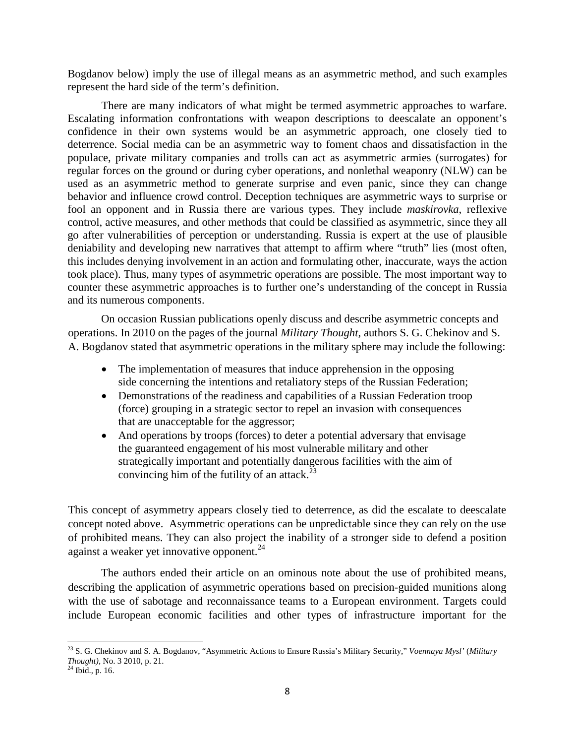Bogdanov below) imply the use of illegal means as an asymmetric method, and such examples represent the hard side of the term's definition.

There are many indicators of what might be termed asymmetric approaches to warfare. Escalating information confrontations with weapon descriptions to deescalate an opponent's confidence in their own systems would be an asymmetric approach, one closely tied to deterrence. Social media can be an asymmetric way to foment chaos and dissatisfaction in the populace, private military companies and trolls can act as asymmetric armies (surrogates) for regular forces on the ground or during cyber operations, and nonlethal weaponry (NLW) can be used as an asymmetric method to generate surprise and even panic, since they can change behavior and influence crowd control. Deception techniques are asymmetric ways to surprise or fool an opponent and in Russia there are various types. They include *maskirovka*, reflexive control, active measures, and other methods that could be classified as asymmetric, since they all go after vulnerabilities of perception or understanding. Russia is expert at the use of plausible deniability and developing new narratives that attempt to affirm where "truth" lies (most often, this includes denying involvement in an action and formulating other, inaccurate, ways the action took place). Thus, many types of asymmetric operations are possible. The most important way to counter these asymmetric approaches is to further one's understanding of the concept in Russia and its numerous components.

On occasion Russian publications openly discuss and describe asymmetric concepts and operations. In 2010 on the pages of the journal *Military Thought*, authors S. G. Chekinov and S. A. Bogdanov stated that asymmetric operations in the military sphere may include the following:

- The implementation of measures that induce apprehension in the opposing side concerning the intentions and retaliatory steps of the Russian Federation;
- Demonstrations of the readiness and capabilities of a Russian Federation troop (force) grouping in a strategic sector to repel an invasion with consequences that are unacceptable for the aggressor;
- And operations by troops (forces) to deter a potential adversary that envisage the guaranteed engagement of his most vulnerable military and other strategically important and potentially dangerous facilities with the aim of convincing him of the futility of an attack.[23]

This concept of asymmetry appears closely tied to deterrence, as did the escalate to deescalate concept noted above. Asymmetric operations can be unpredictable since they can rely on the use of prohibited means. They can also project the inability of a stronger side to defend a position against a weaker yet innovative opponent.[24]

The authors ended their article on an ominous note about the use of prohibited means, describing the application of asymmetric operations based on precision-guided munitions along with the use of sabotage and reconnaissance teams to a European environment. Targets could include European economic facilities and other types of infrastructure important for the

---

[23] S. G. Chekinov and S. A. Bogdanov, "Asymmetric Actions to Ensure Russia's Military Security," *Voennaya Mysl'* (*Military Thought)*, No. 3 2010, p. 21.

[24] Ibid., p. 16.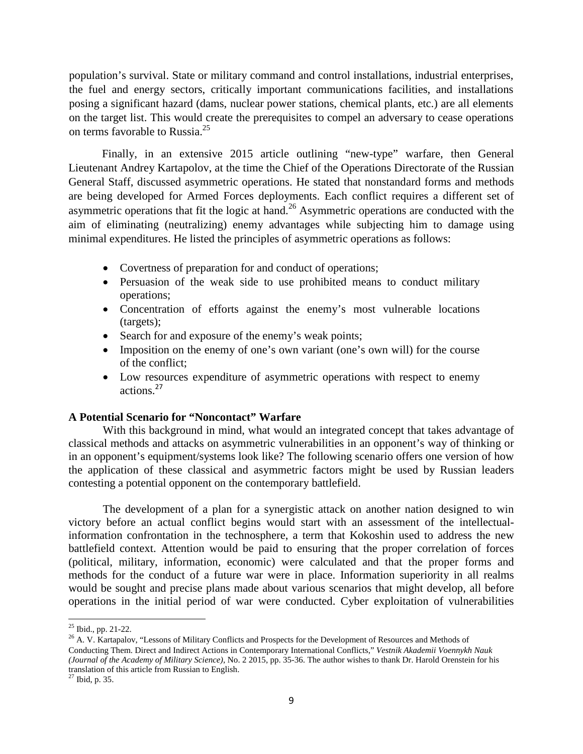population's survival. State or military command and control installations, industrial enterprises, the fuel and energy sectors, critically important communications facilities, and installations posing a significant hazard (dams, nuclear power stations, chemical plants, etc.) are all elements on the target list. This would create the prerequisites to compel an adversary to cease operations on terms favorable to Russia.[25]

Finally, in an extensive 2015 article outlining "new-type" warfare, then General Lieutenant Andrey Kartapolov, at the time the Chief of the Operations Directorate of the Russian General Staff, discussed asymmetric operations. He stated that nonstandard forms and methods are being developed for Armed Forces deployments. Each conflict requires a different set of asymmetric operations that fit the logic at hand.[26] Asymmetric operations are conducted with the aim of eliminating (neutralizing) enemy advantages while subjecting him to damage using minimal expenditures. He listed the principles of asymmetric operations as follows:

- Covertness of preparation for and conduct of operations;
- Persuasion of the weak side to use prohibited means to conduct military operations;
- Concentration of efforts against the enemy's most vulnerable locations (targets);
- Search for and exposure of the enemy's weak points;
- Imposition on the enemy of one's own variant (one's own will) for the course of the conflict;
- Low resources expenditure of asymmetric operations with respect to enemy actions.[27]

**A Potential Scenario for "Noncontact" Warfare**

With this background in mind, what would an integrated concept that takes advantage of classical methods and attacks on asymmetric vulnerabilities in an opponent's way of thinking or in an opponent's equipment/systems look like? The following scenario offers one version of how the application of these classical and asymmetric factors might be used by Russian leaders contesting a potential opponent on the contemporary battlefield.

The development of a plan for a synergistic attack on another nation designed to win victory before an actual conflict begins would start with an assessment of the intellectual-information confrontation in the technosphere, a term that Kokoshin used to address the new battlefield context. Attention would be paid to ensuring that the proper correlation of forces (political, military, information, economic) were calculated and that the proper forms and methods for the conduct of a future war were in place. Information superiority in all realms would be sought and precise plans made about various scenarios that might develop, all before operations in the initial period of war were conducted. Cyber exploitation of vulnerabilities

[25] Ibid., pp. 21-22.

[26] A. V. Kartapalov, "Lessons of Military Conflicts and Prospects for the Development of Resources and Methods of Conducting Them. Direct and Indirect Actions in Contemporary International Conflicts," *Vestnik Akademii Voennykh Nauk (Journal of the Academy of Military Science)*, No. 2 2015, pp. 35-36. The author wishes to thank Dr. Harold Orenstein for his translation of this article from Russian to English.

[27] Ibid, p. 35.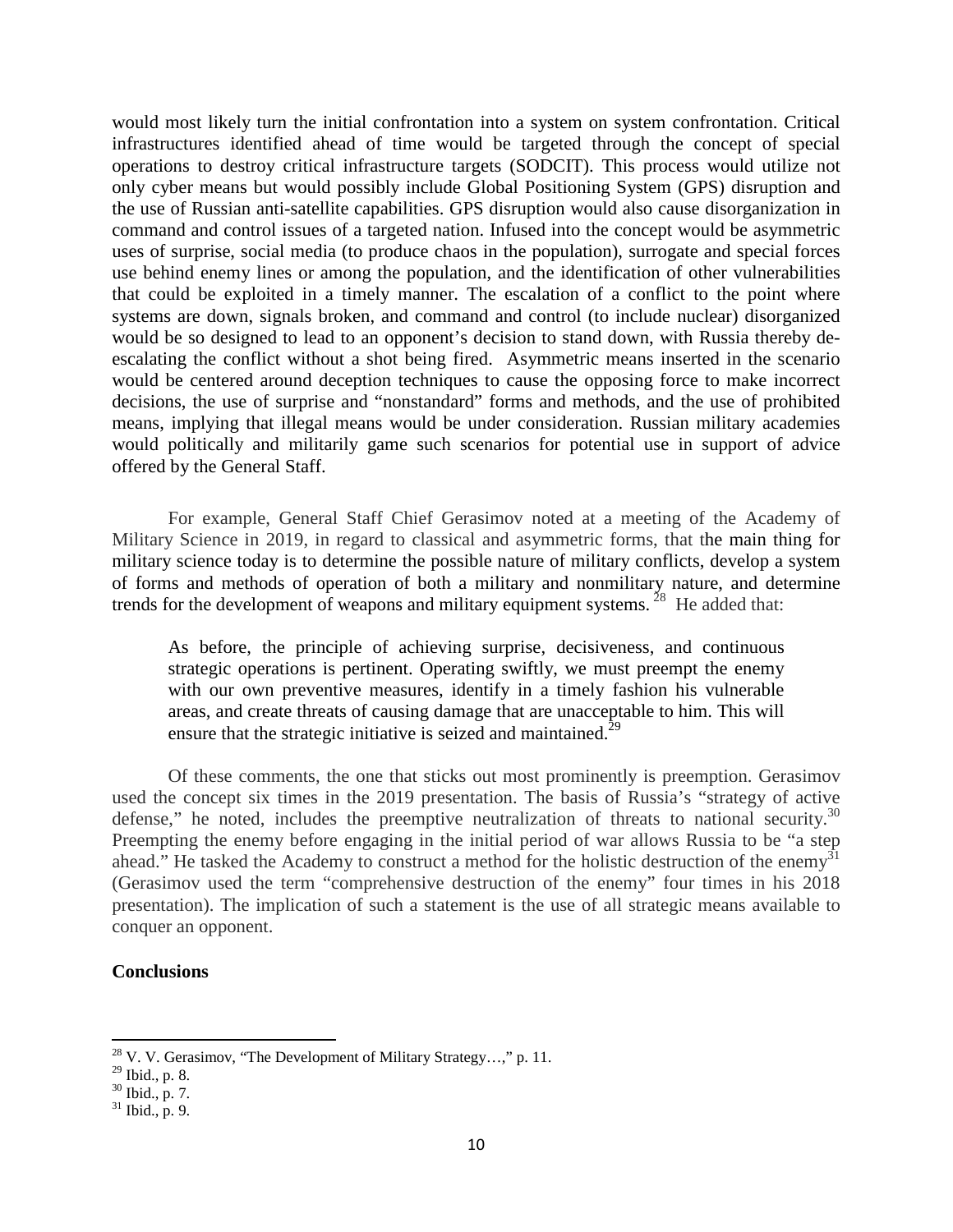would most likely turn the initial confrontation into a system on system confrontation. Critical infrastructures identified ahead of time would be targeted through the concept of special operations to destroy critical infrastructure targets (SODCIT). This process would utilize not only cyber means but would possibly include Global Positioning System (GPS) disruption and the use of Russian anti-satellite capabilities. GPS disruption would also cause disorganization in command and control issues of a targeted nation. Infused into the concept would be asymmetric uses of surprise, social media (to produce chaos in the population), surrogate and special forces use behind enemy lines or among the population, and the identification of other vulnerabilities that could be exploited in a timely manner. The escalation of a conflict to the point where systems are down, signals broken, and command and control (to include nuclear) disorganized would be so designed to lead to an opponent's decision to stand down, with Russia thereby de-escalating the conflict without a shot being fired. Asymmetric means inserted in the scenario would be centered around deception techniques to cause the opposing force to make incorrect decisions, the use of surprise and "nonstandard" forms and methods, and the use of prohibited means, implying that illegal means would be under consideration. Russian military academies would politically and militarily game such scenarios for potential use in support of advice offered by the General Staff.

For example, General Staff Chief Gerasimov noted at a meeting of the Academy of Military Science in 2019, in regard to classical and asymmetric forms, that the main thing for military science today is to determine the possible nature of military conflicts, develop a system of forms and methods of operation of both a military and nonmilitary nature, and determine trends for the development of weapons and military equipment systems.[28] He added that:

> As before, the principle of achieving surprise, decisiveness, and continuous strategic operations is pertinent. Operating swiftly, we must preempt the enemy with our own preventive measures, identify in a timely fashion his vulnerable areas, and create threats of causing damage that are unacceptable to him. This will ensure that the strategic initiative is seized and maintained.[29]

Of these comments, the one that sticks out most prominently is preemption. Gerasimov used the concept six times in the 2019 presentation. The basis of Russia's "strategy of active defense," he noted, includes the preemptive neutralization of threats to national security.[30] Preempting the enemy before engaging in the initial period of war allows Russia to be "a step ahead." He tasked the Academy to construct a method for the holistic destruction of the enemy[31] (Gerasimov used the term "comprehensive destruction of the enemy" four times in his 2018 presentation). The implication of such a statement is the use of all strategic means available to conquer an opponent.

**Conclusions**

---

[28] V. V. Gerasimov, "The Development of Military Strategy…," p. 11.

[29] Ibid., p. 8.

[30] Ibid., p. 7.

[31] Ibid., p. 9.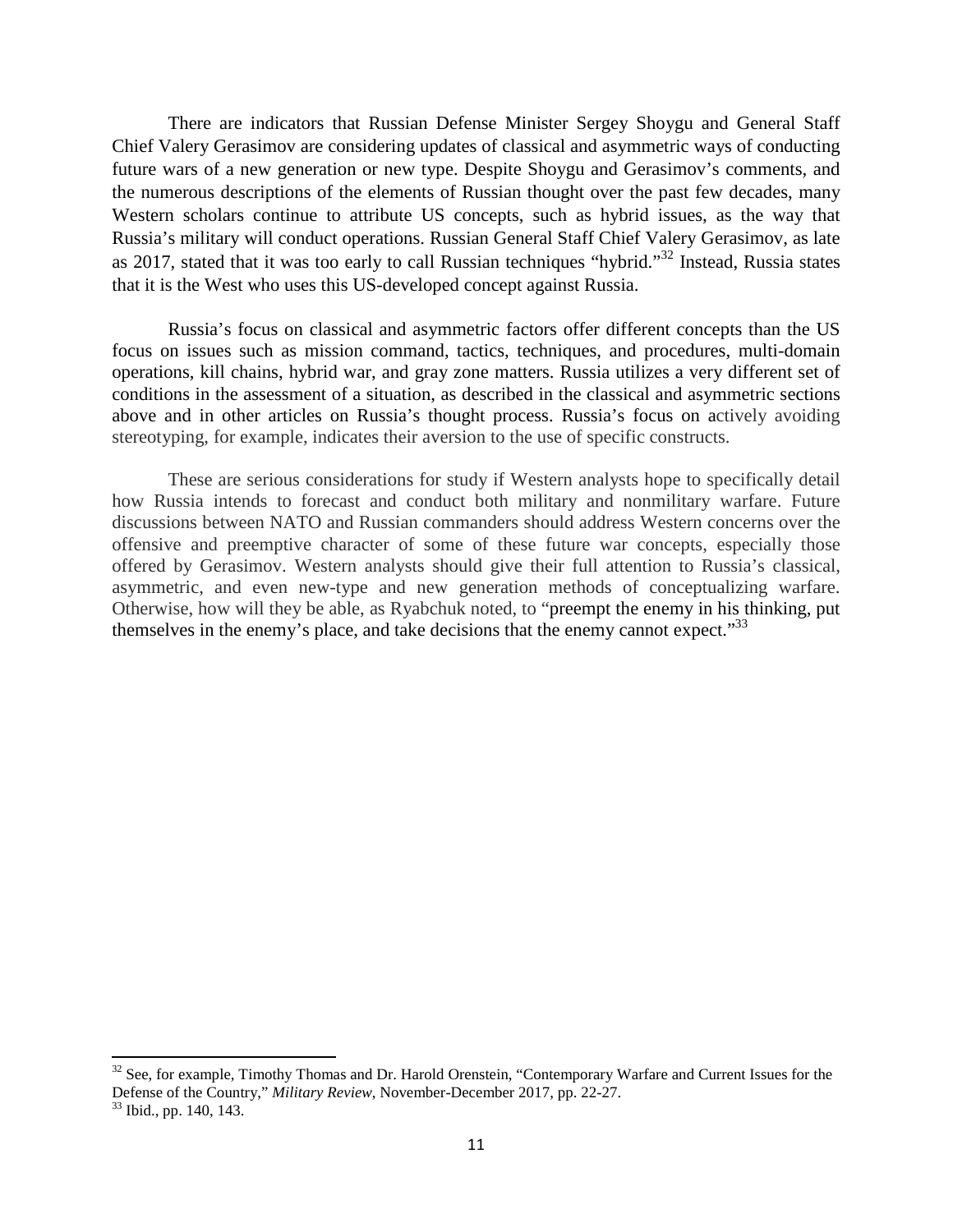There are indicators that Russian Defense Minister Sergey Shoygu and General Staff Chief Valery Gerasimov are considering updates of classical and asymmetric ways of conducting future wars of a new generation or new type. Despite Shoygu and Gerasimov's comments, and the numerous descriptions of the elements of Russian thought over the past few decades, many Western scholars continue to attribute US concepts, such as hybrid issues, as the way that Russia's military will conduct operations. Russian General Staff Chief Valery Gerasimov, as late as 2017, stated that it was too early to call Russian techniques "hybrid."[32] Instead, Russia states that it is the West who uses this US-developed concept against Russia.

Russia's focus on classical and asymmetric factors offer different concepts than the US focus on issues such as mission command, tactics, techniques, and procedures, multi-domain operations, kill chains, hybrid war, and gray zone matters. Russia utilizes a very different set of conditions in the assessment of a situation, as described in the classical and asymmetric sections above and in other articles on Russia's thought process. Russia's focus on actively avoiding stereotyping, for example, indicates their aversion to the use of specific constructs.

These are serious considerations for study if Western analysts hope to specifically detail how Russia intends to forecast and conduct both military and nonmilitary warfare. Future discussions between NATO and Russian commanders should address Western concerns over the offensive and preemptive character of some of these future war concepts, especially those offered by Gerasimov. Western analysts should give their full attention to Russia's classical, asymmetric, and even new-type and new generation methods of conceptualizing warfare. Otherwise, how will they be able, as Ryabchuk noted, to "preempt the enemy in his thinking, put themselves in the enemy's place, and take decisions that the enemy cannot expect."[33]

---

[32] See, for example, Timothy Thomas and Dr. Harold Orenstein, "Contemporary Warfare and Current Issues for the Defense of the Country," *Military Review*, November-December 2017, pp. 22-27.

[33] Ibid., pp. 140, 143.